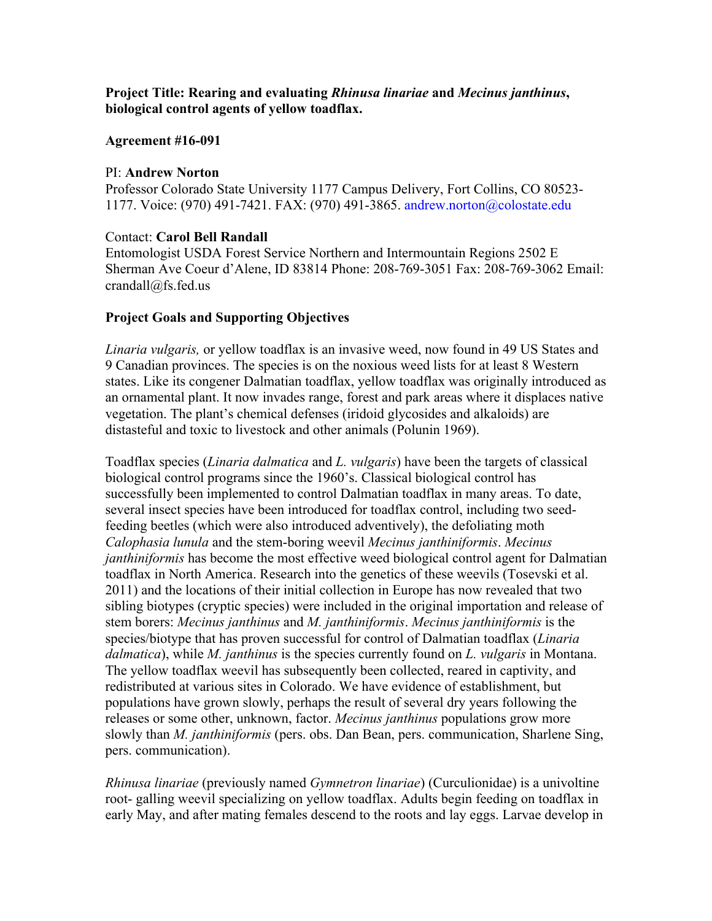**Project Title: Rearing and evaluating *Rhinusa linariae* and *Mecinus janthinus*, biological control agents of yellow toadflax.**

**Agreement #16-091**

PI: **Andrew Norton**
Professor Colorado State University 1177 Campus Delivery, Fort Collins, CO 80523-1177. Voice: (970) 491-7421. FAX: (970) 491-3865. andrew.norton@colostate.edu

Contact: **Carol Bell Randall**
Entomologist USDA Forest Service Northern and Intermountain Regions 2502 E Sherman Ave Coeur d'Alene, ID 83814 Phone: 208-769-3051 Fax: 208-769-3062 Email: crandall@fs.fed.us

**Project Goals and Supporting Objectives**

*Linaria vulgaris,* or yellow toadflax is an invasive weed, now found in 49 US States and 9 Canadian provinces. The species is on the noxious weed lists for at least 8 Western states. Like its congener Dalmatian toadflax, yellow toadflax was originally introduced as an ornamental plant. It now invades range, forest and park areas where it displaces native vegetation. The plant's chemical defenses (iridoid glycosides and alkaloids) are distasteful and toxic to livestock and other animals (Polunin 1969).

Toadflax species (*Linaria dalmatica* and *L. vulgaris*) have been the targets of classical biological control programs since the 1960's. Classical biological control has successfully been implemented to control Dalmatian toadflax in many areas. To date, several insect species have been introduced for toadflax control, including two seed-feeding beetles (which were also introduced adventively), the defoliating moth *Calophasia lunula* and the stem-boring weevil *Mecinus janthiniformis*. *Mecinus janthiniformis* has become the most effective weed biological control agent for Dalmatian toadflax in North America. Research into the genetics of these weevils (Tosevski et al. 2011) and the locations of their initial collection in Europe has now revealed that two sibling biotypes (cryptic species) were included in the original importation and release of stem borers: *Mecinus janthinus* and *M. janthiniformis*. *Mecinus janthiniformis* is the species/biotype that has proven successful for control of Dalmatian toadflax (*Linaria dalmatica*), while *M. janthinus* is the species currently found on *L. vulgaris* in Montana. The yellow toadflax weevil has subsequently been collected, reared in captivity, and redistributed at various sites in Colorado. We have evidence of establishment, but populations have grown slowly, perhaps the result of several dry years following the releases or some other, unknown, factor. *Mecinus janthinus* populations grow more slowly than *M. janthiniformis* (pers. obs. Dan Bean, pers. communication, Sharlene Sing, pers. communication).

*Rhinusa linariae* (previously named *Gymnetron linariae*) (Curculionidae) is a univoltine root- galling weevil specializing on yellow toadflax. Adults begin feeding on toadflax in early May, and after mating females descend to the roots and lay eggs. Larvae develop in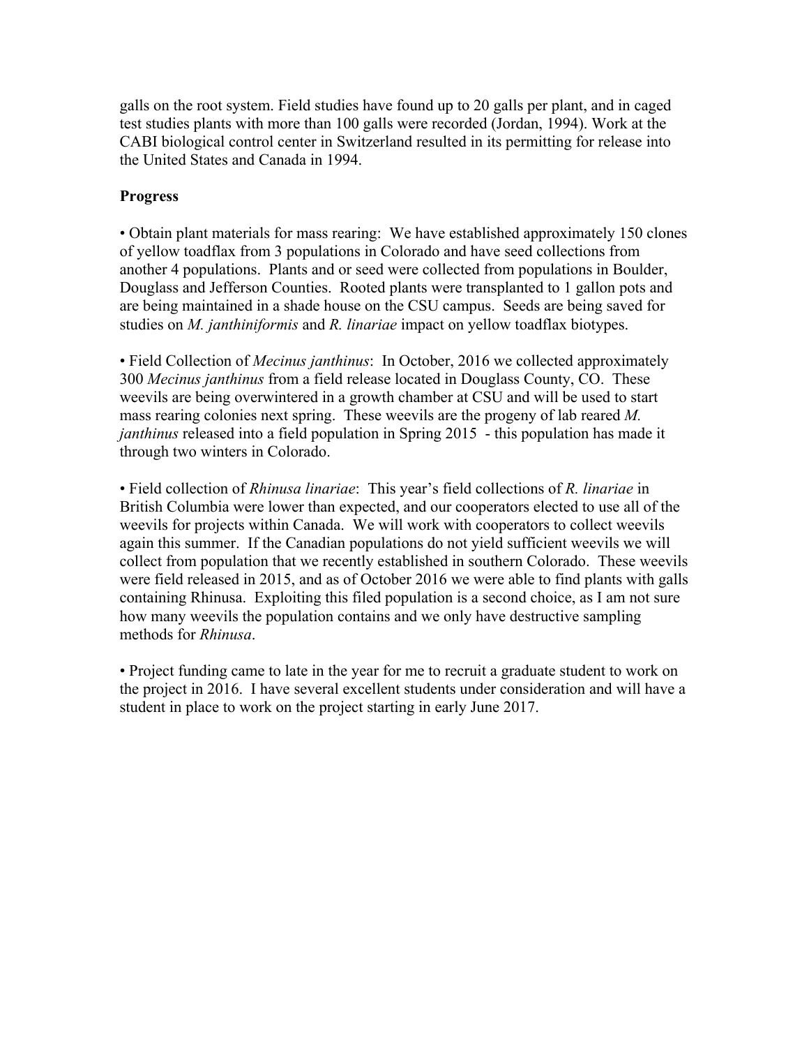galls on the root system. Field studies have found up to 20 galls per plant, and in caged test studies plants with more than 100 galls were recorded (Jordan, 1994). Work at the CABI biological control center in Switzerland resulted in its permitting for release into the United States and Canada in 1994.

**Progress**

• Obtain plant materials for mass rearing: We have established approximately 150 clones of yellow toadflax from 3 populations in Colorado and have seed collections from another 4 populations. Plants and or seed were collected from populations in Boulder, Douglass and Jefferson Counties. Rooted plants were transplanted to 1 gallon pots and are being maintained in a shade house on the CSU campus. Seeds are being saved for studies on *M. janthiniformis* and *R. linariae* impact on yellow toadflax biotypes.

• Field Collection of *Mecinus janthinus*: In October, 2016 we collected approximately 300 *Mecinus janthinus* from a field release located in Douglass County, CO. These weevils are being overwintered in a growth chamber at CSU and will be used to start mass rearing colonies next spring. These weevils are the progeny of lab reared *M. janthinus* released into a field population in Spring 2015 - this population has made it through two winters in Colorado.

• Field collection of *Rhinusa linariae*: This year's field collections of *R. linariae* in British Columbia were lower than expected, and our cooperators elected to use all of the weevils for projects within Canada. We will work with cooperators to collect weevils again this summer. If the Canadian populations do not yield sufficient weevils we will collect from population that we recently established in southern Colorado. These weevils were field released in 2015, and as of October 2016 we were able to find plants with galls containing Rhinusa. Exploiting this filed population is a second choice, as I am not sure how many weevils the population contains and we only have destructive sampling methods for *Rhinusa*.

• Project funding came to late in the year for me to recruit a graduate student to work on the project in 2016. I have several excellent students under consideration and will have a student in place to work on the project starting in early June 2017.